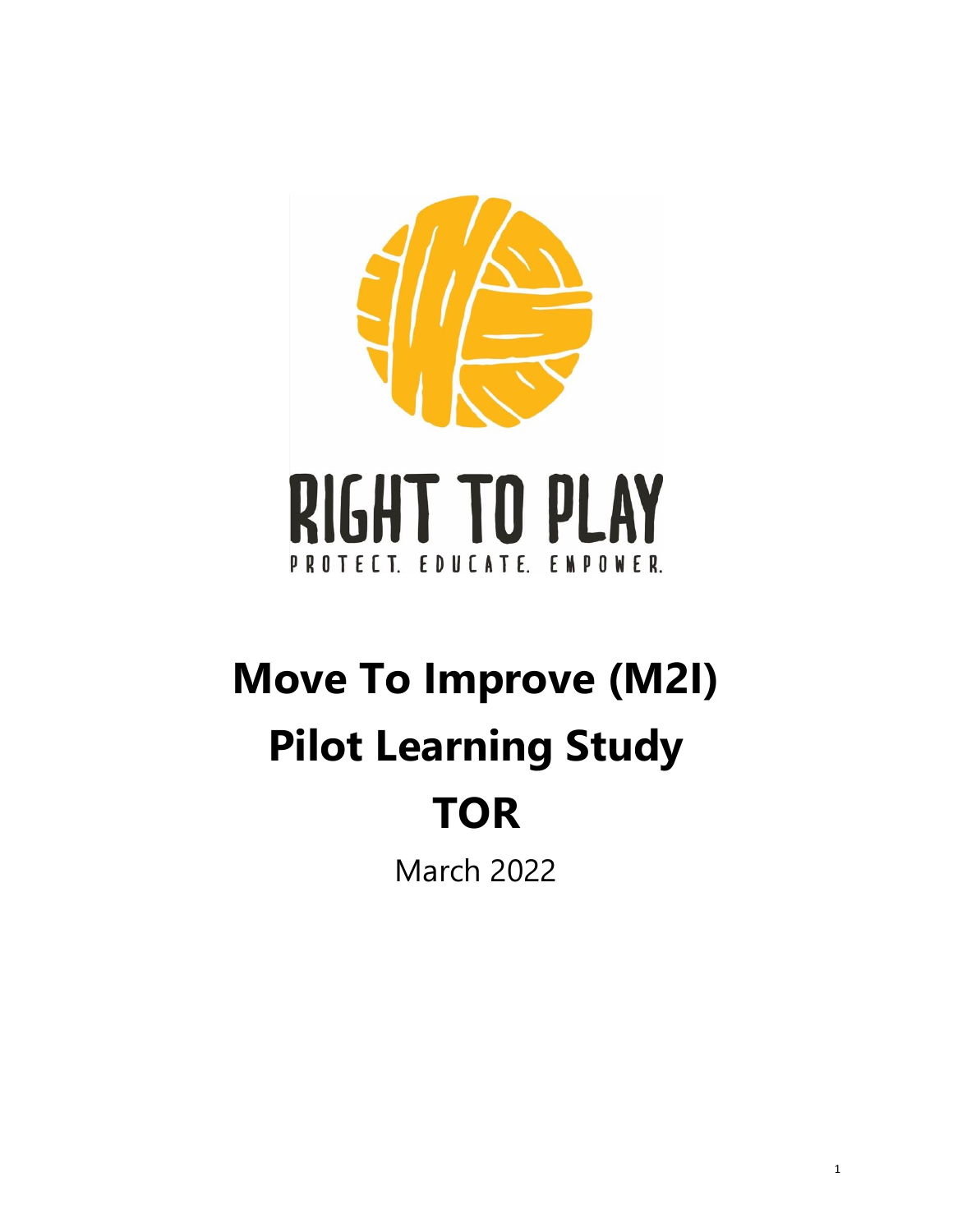RIGHT TO PLAY

PROTECT. EDUCATE. EMPOWER.

# Move To Improve (M2I) Pilot Learning Study TOR

March 2022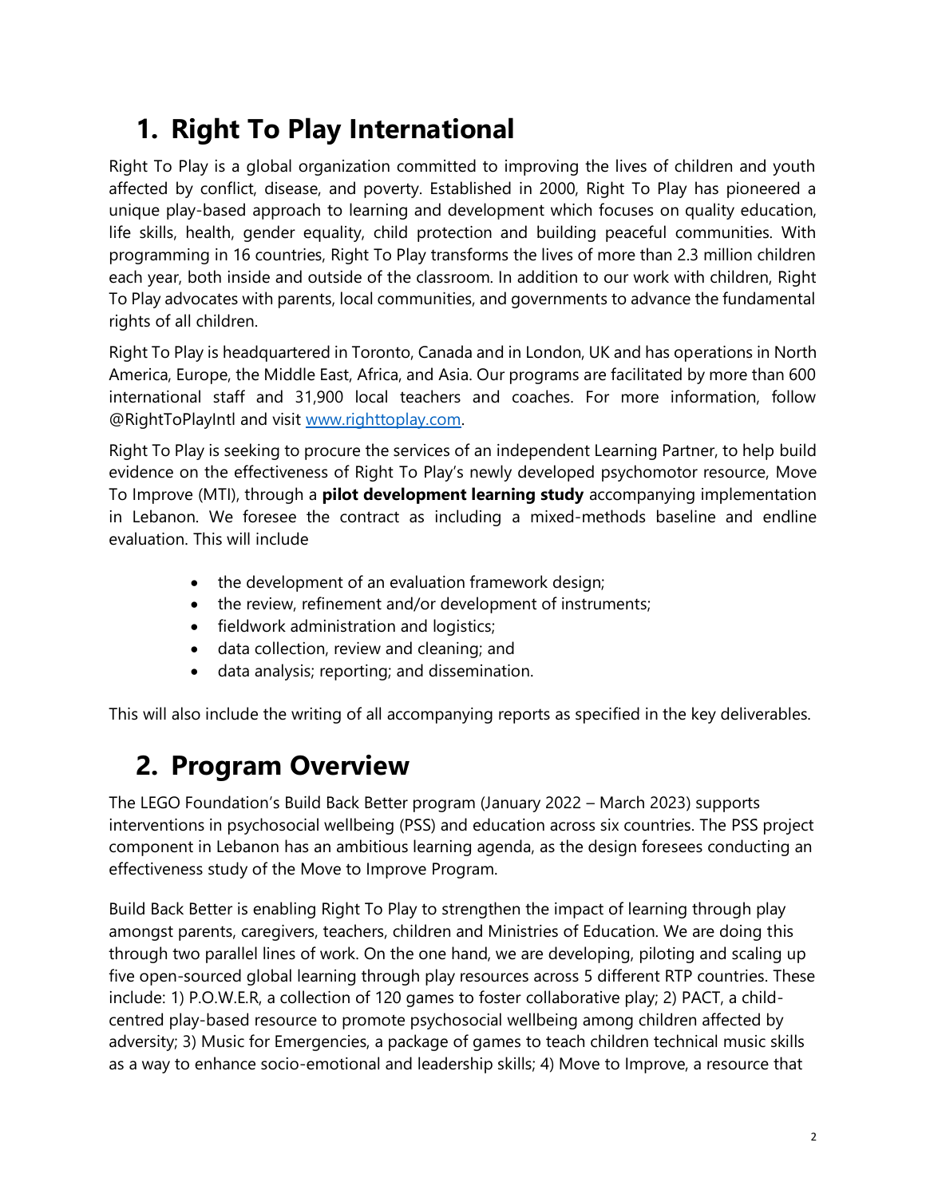# 1. Right To Play International

Right To Play is a global organization committed to improving the lives of children and youth affected by conflict, disease, and poverty. Established in 2000, Right To Play has pioneered a unique play-based approach to learning and development which focuses on quality education, life skills, health, gender equality, child protection and building peaceful communities. With programming in 16 countries, Right To Play transforms the lives of more than 2.3 million children each year, both inside and outside of the classroom. In addition to our work with children, Right To Play advocates with parents, local communities, and governments to advance the fundamental rights of all children.

Right To Play is headquartered in Toronto, Canada and in London, UK and has operations in North America, Europe, the Middle East, Africa, and Asia. Our programs are facilitated by more than 600 international staff and 31,900 local teachers and coaches. For more information, follow @RightToPlayIntl and visit [www.righttoplay.com](http://www.righttoplay.com).

Right To Play is seeking to procure the services of an independent Learning Partner, to help build evidence on the effectiveness of Right To Play's newly developed psychomotor resource, Move To Improve (MTI), through a **pilot development learning study** accompanying implementation in Lebanon. We foresee the contract as including a mixed-methods baseline and endline evaluation. This will include

- the development of an evaluation framework design;
- the review, refinement and/or development of instruments;
- fieldwork administration and logistics;
- data collection, review and cleaning; and
- data analysis; reporting; and dissemination.

This will also include the writing of all accompanying reports as specified in the key deliverables.

# 2. Program Overview

The LEGO Foundation's Build Back Better program (January 2022 – March 2023) supports interventions in psychosocial wellbeing (PSS) and education across six countries. The PSS project component in Lebanon has an ambitious learning agenda, as the design foresees conducting an effectiveness study of the Move to Improve Program.

Build Back Better is enabling Right To Play to strengthen the impact of learning through play amongst parents, caregivers, teachers, children and Ministries of Education. We are doing this through two parallel lines of work. On the one hand, we are developing, piloting and scaling up five open-sourced global learning through play resources across 5 different RTP countries. These include: 1) P.O.W.E.R, a collection of 120 games to foster collaborative play; 2) PACT, a child-centred play-based resource to promote psychosocial wellbeing among children affected by adversity; 3) Music for Emergencies, a package of games to teach children technical music skills as a way to enhance socio-emotional and leadership skills; 4) Move to Improve, a resource that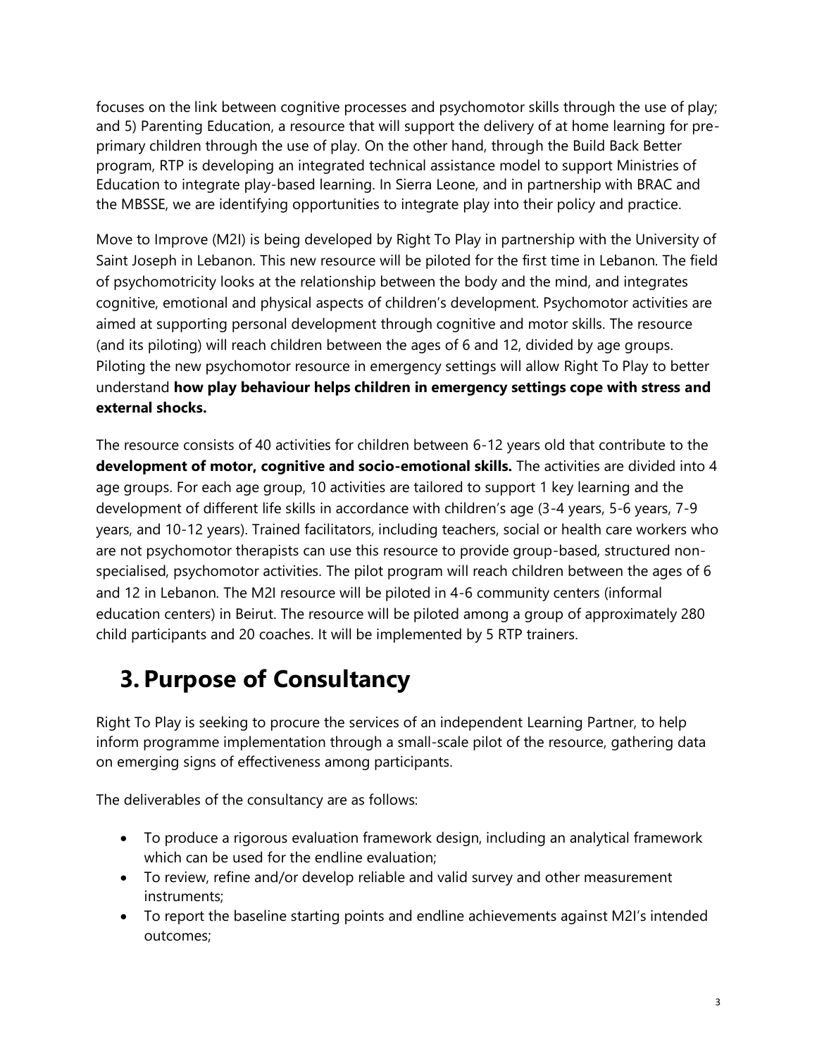focuses on the link between cognitive processes and psychomotor skills through the use of play; and 5) Parenting Education, a resource that will support the delivery of at home learning for pre-primary children through the use of play. On the other hand, through the Build Back Better program, RTP is developing an integrated technical assistance model to support Ministries of Education to integrate play-based learning. In Sierra Leone, and in partnership with BRAC and the MBSSE, we are identifying opportunities to integrate play into their policy and practice.

Move to Improve (M2I) is being developed by Right To Play in partnership with the University of Saint Joseph in Lebanon. This new resource will be piloted for the first time in Lebanon. The field of psychomotricity looks at the relationship between the body and the mind, and integrates cognitive, emotional and physical aspects of children's development. Psychomotor activities are aimed at supporting personal development through cognitive and motor skills. The resource (and its piloting) will reach children between the ages of 6 and 12, divided by age groups. Piloting the new psychomotor resource in emergency settings will allow Right To Play to better understand **how play behaviour helps children in emergency settings cope with stress and external shocks.**

The resource consists of 40 activities for children between 6-12 years old that contribute to the **development of motor, cognitive and socio-emotional skills.** The activities are divided into 4 age groups. For each age group, 10 activities are tailored to support 1 key learning and the development of different life skills in accordance with children's age (3-4 years, 5-6 years, 7-9 years, and 10-12 years). Trained facilitators, including teachers, social or health care workers who are not psychomotor therapists can use this resource to provide group-based, structured non-specialised, psychomotor activities. The pilot program will reach children between the ages of 6 and 12 in Lebanon. The M2I resource will be piloted in 4-6 community centers (informal education centers) in Beirut. The resource will be piloted among a group of approximately 280 child participants and 20 coaches. It will be implemented by 5 RTP trainers.

# 3. Purpose of Consultancy

Right To Play is seeking to procure the services of an independent Learning Partner, to help inform programme implementation through a small-scale pilot of the resource, gathering data on emerging signs of effectiveness among participants.

The deliverables of the consultancy are as follows:

- To produce a rigorous evaluation framework design, including an analytical framework which can be used for the endline evaluation;
- To review, refine and/or develop reliable and valid survey and other measurement instruments;
- To report the baseline starting points and endline achievements against M2I's intended outcomes;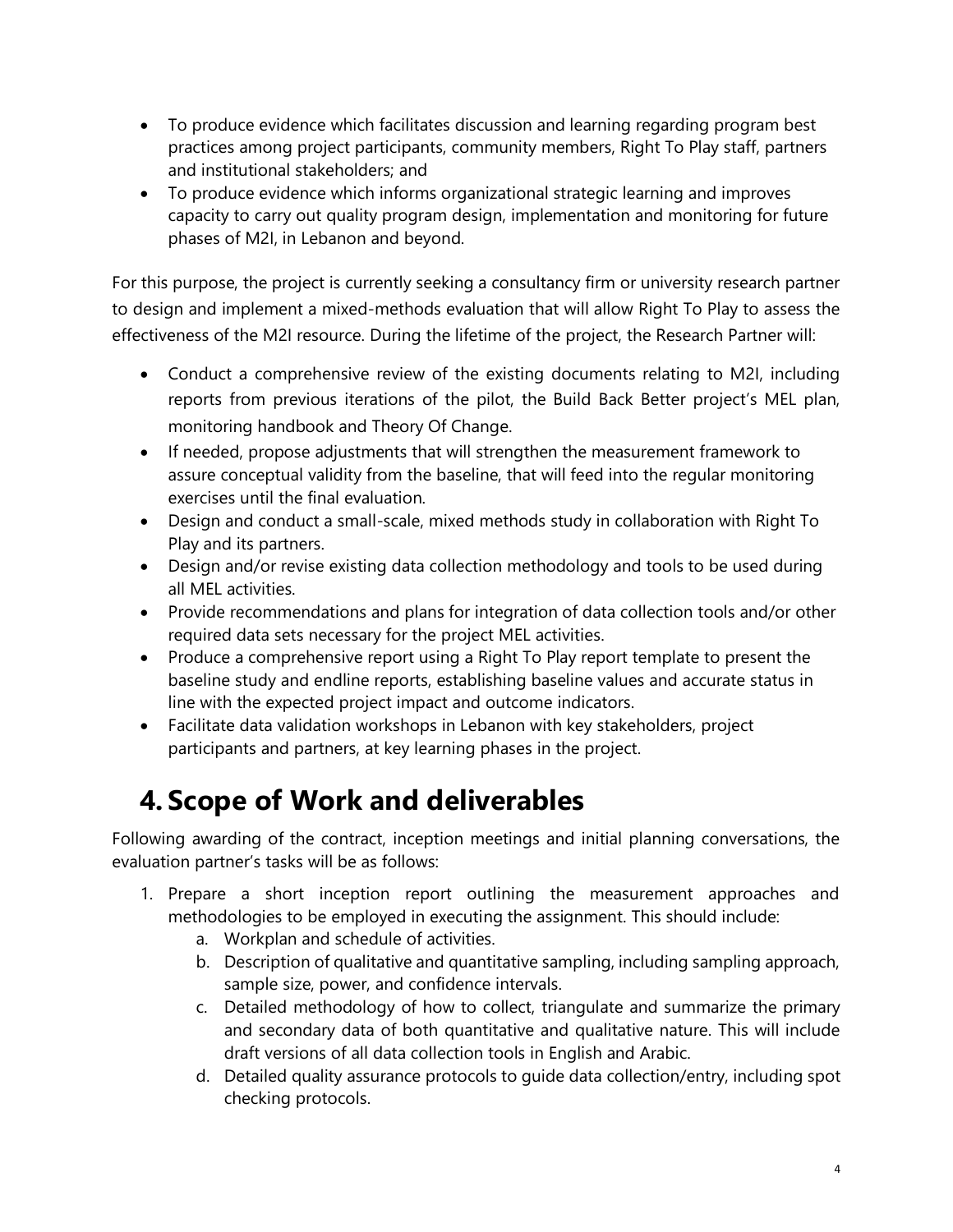- To produce evidence which facilitates discussion and learning regarding program best practices among project participants, community members, Right To Play staff, partners and institutional stakeholders; and
- To produce evidence which informs organizational strategic learning and improves capacity to carry out quality program design, implementation and monitoring for future phases of M2I, in Lebanon and beyond.

For this purpose, the project is currently seeking a consultancy firm or university research partner to design and implement a mixed-methods evaluation that will allow Right To Play to assess the effectiveness of the M2I resource. During the lifetime of the project, the Research Partner will:

- Conduct a comprehensive review of the existing documents relating to M2I, including reports from previous iterations of the pilot, the Build Back Better project's MEL plan, monitoring handbook and Theory Of Change.
- If needed, propose adjustments that will strengthen the measurement framework to assure conceptual validity from the baseline, that will feed into the regular monitoring exercises until the final evaluation.
- Design and conduct a small-scale, mixed methods study in collaboration with Right To Play and its partners.
- Design and/or revise existing data collection methodology and tools to be used during all MEL activities.
- Provide recommendations and plans for integration of data collection tools and/or other required data sets necessary for the project MEL activities.
- Produce a comprehensive report using a Right To Play report template to present the baseline study and endline reports, establishing baseline values and accurate status in line with the expected project impact and outcome indicators.
- Facilitate data validation workshops in Lebanon with key stakeholders, project participants and partners, at key learning phases in the project.

# 4. Scope of Work and deliverables

Following awarding of the contract, inception meetings and initial planning conversations, the evaluation partner's tasks will be as follows:

1. Prepare a short inception report outlining the measurement approaches and methodologies to be employed in executing the assignment. This should include:
    a. Workplan and schedule of activities.
    b. Description of qualitative and quantitative sampling, including sampling approach, sample size, power, and confidence intervals.
    c. Detailed methodology of how to collect, triangulate and summarize the primary and secondary data of both quantitative and qualitative nature. This will include draft versions of all data collection tools in English and Arabic.
    d. Detailed quality assurance protocols to guide data collection/entry, including spot checking protocols.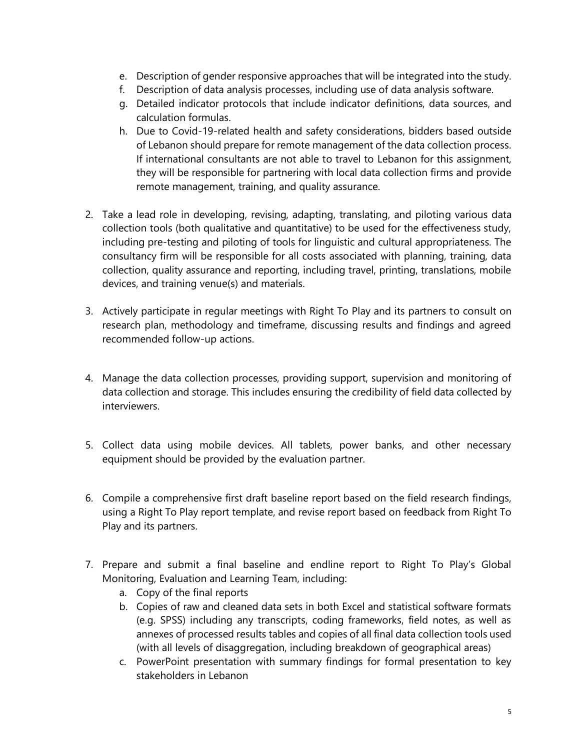e. Description of gender responsive approaches that will be integrated into the study.
   f. Description of data analysis processes, including use of data analysis software.
   g. Detailed indicator protocols that include indicator definitions, data sources, and calculation formulas.
   h. Due to Covid-19-related health and safety considerations, bidders based outside of Lebanon should prepare for remote management of the data collection process. If international consultants are not able to travel to Lebanon for this assignment, they will be responsible for partnering with local data collection firms and provide remote management, training, and quality assurance.

2. Take a lead role in developing, revising, adapting, translating, and piloting various data collection tools (both qualitative and quantitative) to be used for the effectiveness study, including pre-testing and piloting of tools for linguistic and cultural appropriateness. The consultancy firm will be responsible for all costs associated with planning, training, data collection, quality assurance and reporting, including travel, printing, translations, mobile devices, and training venue(s) and materials.

3. Actively participate in regular meetings with Right To Play and its partners to consult on research plan, methodology and timeframe, discussing results and findings and agreed recommended follow-up actions.

4. Manage the data collection processes, providing support, supervision and monitoring of data collection and storage. This includes ensuring the credibility of field data collected by interviewers.

5. Collect data using mobile devices. All tablets, power banks, and other necessary equipment should be provided by the evaluation partner.

6. Compile a comprehensive first draft baseline report based on the field research findings, using a Right To Play report template, and revise report based on feedback from Right To Play and its partners.

7. Prepare and submit a final baseline and endline report to Right To Play's Global Monitoring, Evaluation and Learning Team, including:
   a. Copy of the final reports
   b. Copies of raw and cleaned data sets in both Excel and statistical software formats (e.g. SPSS) including any transcripts, coding frameworks, field notes, as well as annexes of processed results tables and copies of all final data collection tools used (with all levels of disaggregation, including breakdown of geographical areas)
   c. PowerPoint presentation with summary findings for formal presentation to key stakeholders in Lebanon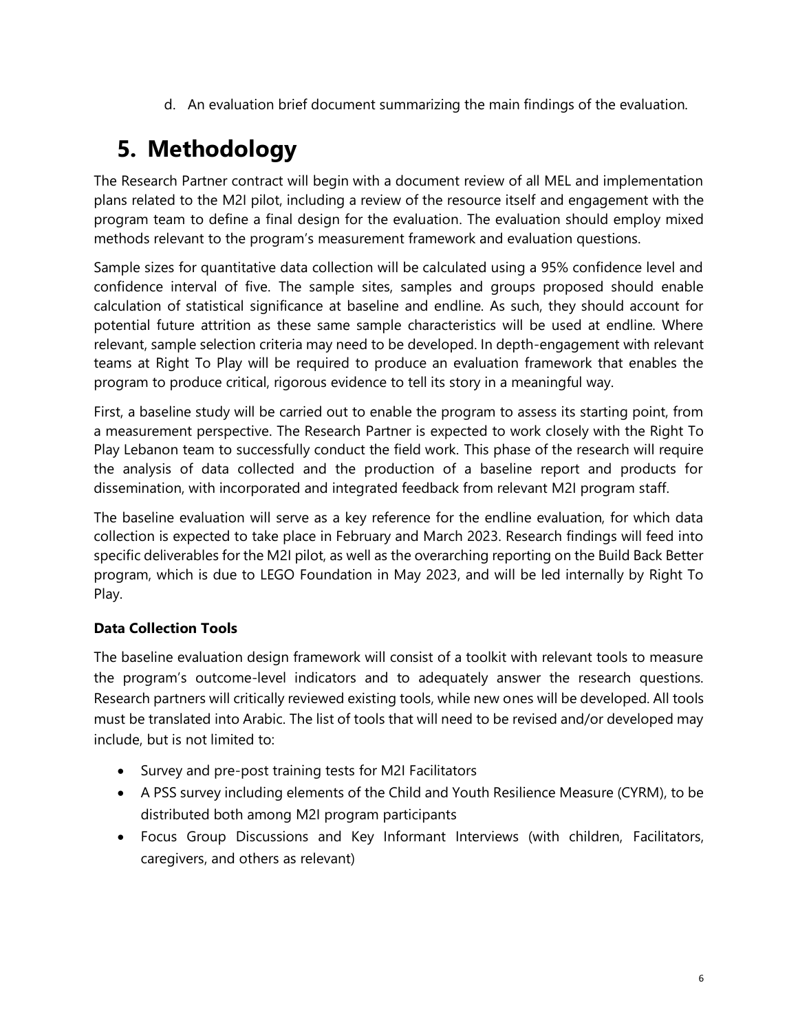d. An evaluation brief document summarizing the main findings of the evaluation.

# 5. Methodology

The Research Partner contract will begin with a document review of all MEL and implementation plans related to the M2I pilot, including a review of the resource itself and engagement with the program team to define a final design for the evaluation. The evaluation should employ mixed methods relevant to the program's measurement framework and evaluation questions.

Sample sizes for quantitative data collection will be calculated using a 95% confidence level and confidence interval of five. The sample sites, samples and groups proposed should enable calculation of statistical significance at baseline and endline. As such, they should account for potential future attrition as these same sample characteristics will be used at endline. Where relevant, sample selection criteria may need to be developed. In depth-engagement with relevant teams at Right To Play will be required to produce an evaluation framework that enables the program to produce critical, rigorous evidence to tell its story in a meaningful way.

First, a baseline study will be carried out to enable the program to assess its starting point, from a measurement perspective. The Research Partner is expected to work closely with the Right To Play Lebanon team to successfully conduct the field work. This phase of the research will require the analysis of data collected and the production of a baseline report and products for dissemination, with incorporated and integrated feedback from relevant M2I program staff.

The baseline evaluation will serve as a key reference for the endline evaluation, for which data collection is expected to take place in February and March 2023. Research findings will feed into specific deliverables for the M2I pilot, as well as the overarching reporting on the Build Back Better program, which is due to LEGO Foundation in May 2023, and will be led internally by Right To Play.

**Data Collection Tools**

The baseline evaluation design framework will consist of a toolkit with relevant tools to measure the program's outcome-level indicators and to adequately answer the research questions. Research partners will critically reviewed existing tools, while new ones will be developed. All tools must be translated into Arabic. The list of tools that will need to be revised and/or developed may include, but is not limited to:

- Survey and pre-post training tests for M2I Facilitators
- A PSS survey including elements of the Child and Youth Resilience Measure (CYRM), to be distributed both among M2I program participants
- Focus Group Discussions and Key Informant Interviews (with children, Facilitators, caregivers, and others as relevant)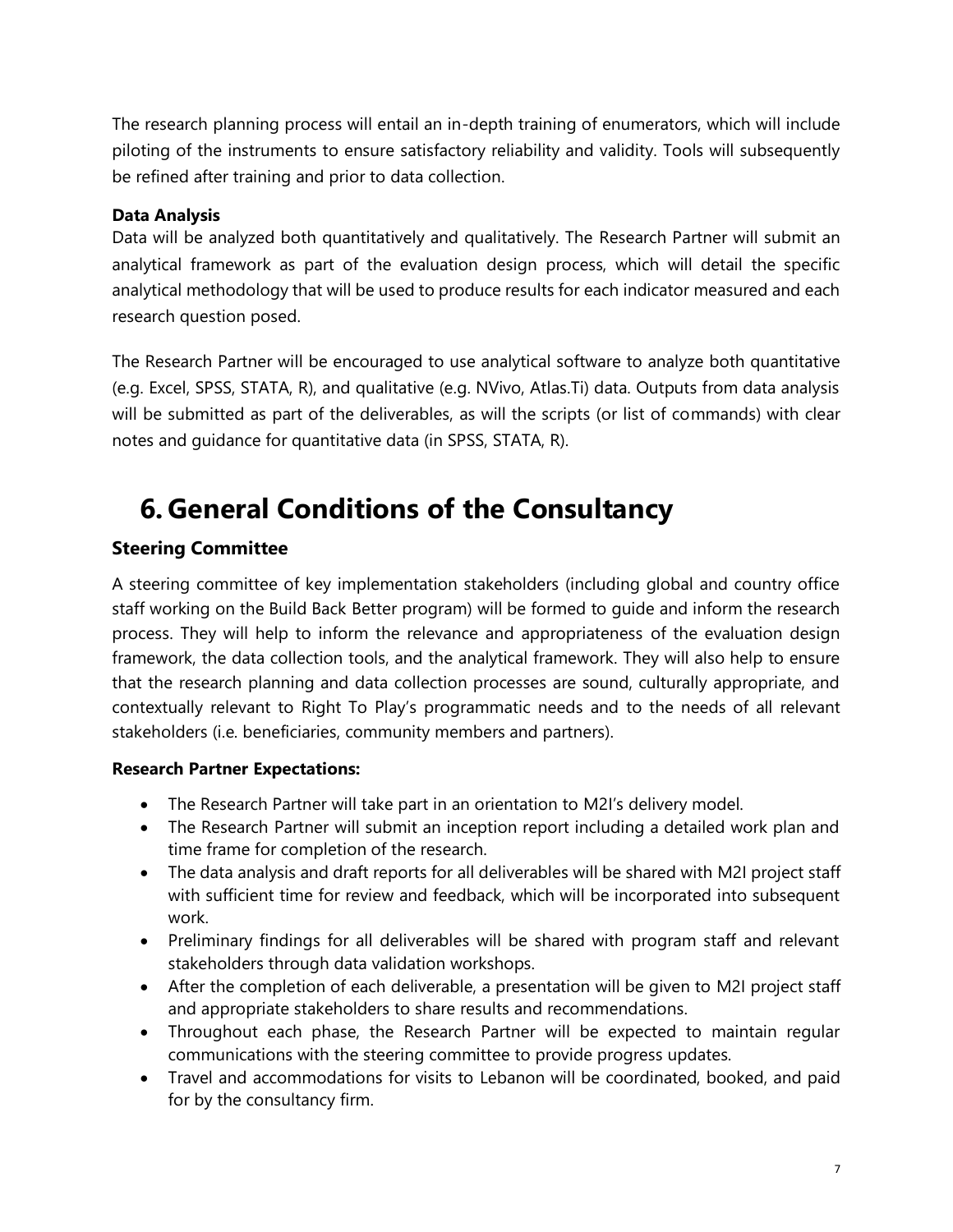The research planning process will entail an in-depth training of enumerators, which will include piloting of the instruments to ensure satisfactory reliability and validity. Tools will subsequently be refined after training and prior to data collection.

**Data Analysis**

Data will be analyzed both quantitatively and qualitatively. The Research Partner will submit an analytical framework as part of the evaluation design process, which will detail the specific analytical methodology that will be used to produce results for each indicator measured and each research question posed.

The Research Partner will be encouraged to use analytical software to analyze both quantitative (e.g. Excel, SPSS, STATA, R), and qualitative (e.g. NVivo, Atlas.Ti) data. Outputs from data analysis will be submitted as part of the deliverables, as will the scripts (or list of commands) with clear notes and guidance for quantitative data (in SPSS, STATA, R).

# 6. General Conditions of the Consultancy

## Steering Committee

A steering committee of key implementation stakeholders (including global and country office staff working on the Build Back Better program) will be formed to guide and inform the research process. They will help to inform the relevance and appropriateness of the evaluation design framework, the data collection tools, and the analytical framework. They will also help to ensure that the research planning and data collection processes are sound, culturally appropriate, and contextually relevant to Right To Play's programmatic needs and to the needs of all relevant stakeholders (i.e. beneficiaries, community members and partners).

**Research Partner Expectations:**

- The Research Partner will take part in an orientation to M2I's delivery model.
- The Research Partner will submit an inception report including a detailed work plan and time frame for completion of the research.
- The data analysis and draft reports for all deliverables will be shared with M2I project staff with sufficient time for review and feedback, which will be incorporated into subsequent work.
- Preliminary findings for all deliverables will be shared with program staff and relevant stakeholders through data validation workshops.
- After the completion of each deliverable, a presentation will be given to M2I project staff and appropriate stakeholders to share results and recommendations.
- Throughout each phase, the Research Partner will be expected to maintain regular communications with the steering committee to provide progress updates.
- Travel and accommodations for visits to Lebanon will be coordinated, booked, and paid for by the consultancy firm.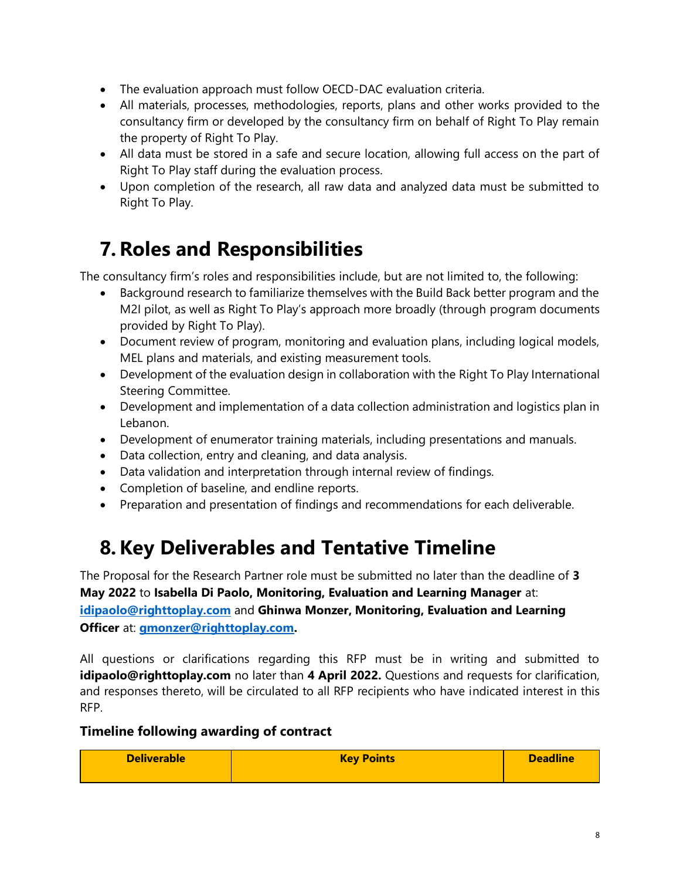- The evaluation approach must follow OECD-DAC evaluation criteria.
- All materials, processes, methodologies, reports, plans and other works provided to the consultancy firm or developed by the consultancy firm on behalf of Right To Play remain the property of Right To Play.
- All data must be stored in a safe and secure location, allowing full access on the part of Right To Play staff during the evaluation process.
- Upon completion of the research, all raw data and analyzed data must be submitted to Right To Play.

# 7. Roles and Responsibilities

The consultancy firm's roles and responsibilities include, but are not limited to, the following:

- Background research to familiarize themselves with the Build Back better program and the M2I pilot, as well as Right To Play's approach more broadly (through program documents provided by Right To Play).
- Document review of program, monitoring and evaluation plans, including logical models, MEL plans and materials, and existing measurement tools.
- Development of the evaluation design in collaboration with the Right To Play International Steering Committee.
- Development and implementation of a data collection administration and logistics plan in Lebanon.
- Development of enumerator training materials, including presentations and manuals.
- Data collection, entry and cleaning, and data analysis.
- Data validation and interpretation through internal review of findings.
- Completion of baseline, and endline reports.
- Preparation and presentation of findings and recommendations for each deliverable.

# 8. Key Deliverables and Tentative Timeline

The Proposal for the Research Partner role must be submitted no later than the deadline of **3 May 2022** to **Isabella Di Paolo, Monitoring, Evaluation and Learning Manager** at: **idipaolo@righttoplay.com** and **Ghinwa Monzer, Monitoring, Evaluation and Learning Officer** at: **gmonzer@righttoplay.com.**

All questions or clarifications regarding this RFP must be in writing and submitted to **idipaolo@righttoplay.com** no later than **4 April 2022.** Questions and requests for clarification, and responses thereto, will be circulated to all RFP recipients who have indicated interest in this RFP.

### Timeline following awarding of contract

| Deliverable | Key Points | Deadline |
|---|---|---|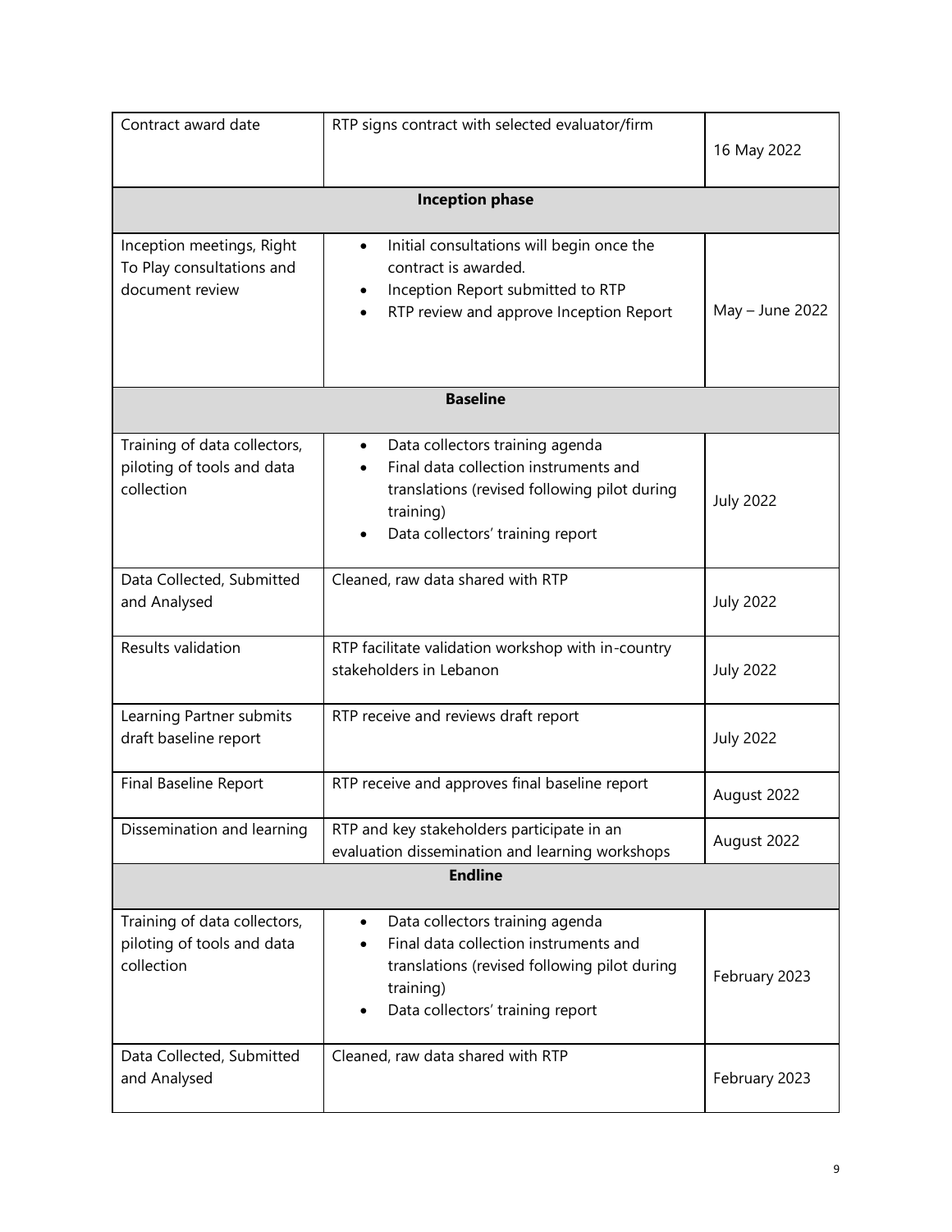| | | |
|---|---|---|
| Contract award date | RTP signs contract with selected evaluator/firm | 16 May 2022 |
| **Inception phase** | | |
| Inception meetings, Right To Play consultations and document review | • Initial consultations will begin once the contract is awarded.<br>• Inception Report submitted to RTP<br>• RTP review and approve Inception Report | May – June 2022 |
| **Baseline** | | |
| Training of data collectors, piloting of tools and data collection | • Data collectors training agenda<br>• Final data collection instruments and translations (revised following pilot during training)<br>• Data collectors' training report | July 2022 |
| Data Collected, Submitted and Analysed | Cleaned, raw data shared with RTP | July 2022 |
| Results validation | RTP facilitate validation workshop with in-country stakeholders in Lebanon | July 2022 |
| Learning Partner submits draft baseline report | RTP receive and reviews draft report | July 2022 |
| Final Baseline Report | RTP receive and approves final baseline report | August 2022 |
| Dissemination and learning | RTP and key stakeholders participate in an evaluation dissemination and learning workshops | August 2022 |
| **Endline** | | |
| Training of data collectors, piloting of tools and data collection | • Data collectors training agenda<br>• Final data collection instruments and translations (revised following pilot during training)<br>• Data collectors' training report | February 2023 |
| Data Collected, Submitted and Analysed | Cleaned, raw data shared with RTP | February 2023 |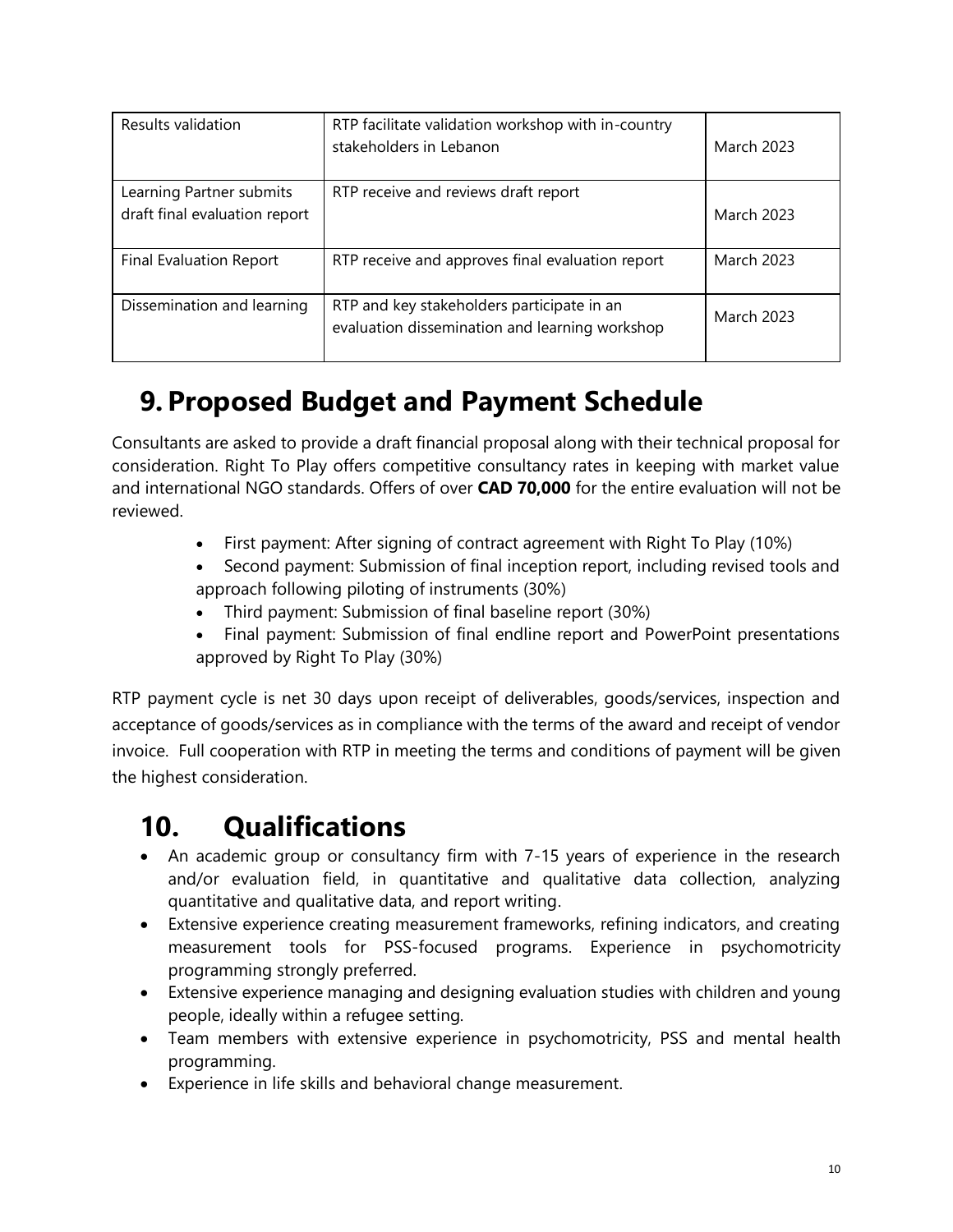| Results validation | RTP facilitate validation workshop with in-country stakeholders in Lebanon | March 2023 |
|---|---|---|
| Learning Partner submits draft final evaluation report | RTP receive and reviews draft report | March 2023 |
| Final Evaluation Report | RTP receive and approves final evaluation report | March 2023 |
| Dissemination and learning | RTP and key stakeholders participate in an evaluation dissemination and learning workshop | March 2023 |

# 9. Proposed Budget and Payment Schedule

Consultants are asked to provide a draft financial proposal along with their technical proposal for consideration. Right To Play offers competitive consultancy rates in keeping with market value and international NGO standards. Offers of over **CAD 70,000** for the entire evaluation will not be reviewed.

- First payment: After signing of contract agreement with Right To Play (10%)
- Second payment: Submission of final inception report, including revised tools and approach following piloting of instruments (30%)
- Third payment: Submission of final baseline report (30%)
- Final payment: Submission of final endline report and PowerPoint presentations approved by Right To Play (30%)

RTP payment cycle is net 30 days upon receipt of deliverables, goods/services, inspection and acceptance of goods/services as in compliance with the terms of the award and receipt of vendor invoice. Full cooperation with RTP in meeting the terms and conditions of payment will be given the highest consideration.

# 10. Qualifications

- An academic group or consultancy firm with 7-15 years of experience in the research and/or evaluation field, in quantitative and qualitative data collection, analyzing quantitative and qualitative data, and report writing.
- Extensive experience creating measurement frameworks, refining indicators, and creating measurement tools for PSS-focused programs. Experience in psychomotricity programming strongly preferred.
- Extensive experience managing and designing evaluation studies with children and young people, ideally within a refugee setting.
- Team members with extensive experience in psychomotricity, PSS and mental health programming.
- Experience in life skills and behavioral change measurement.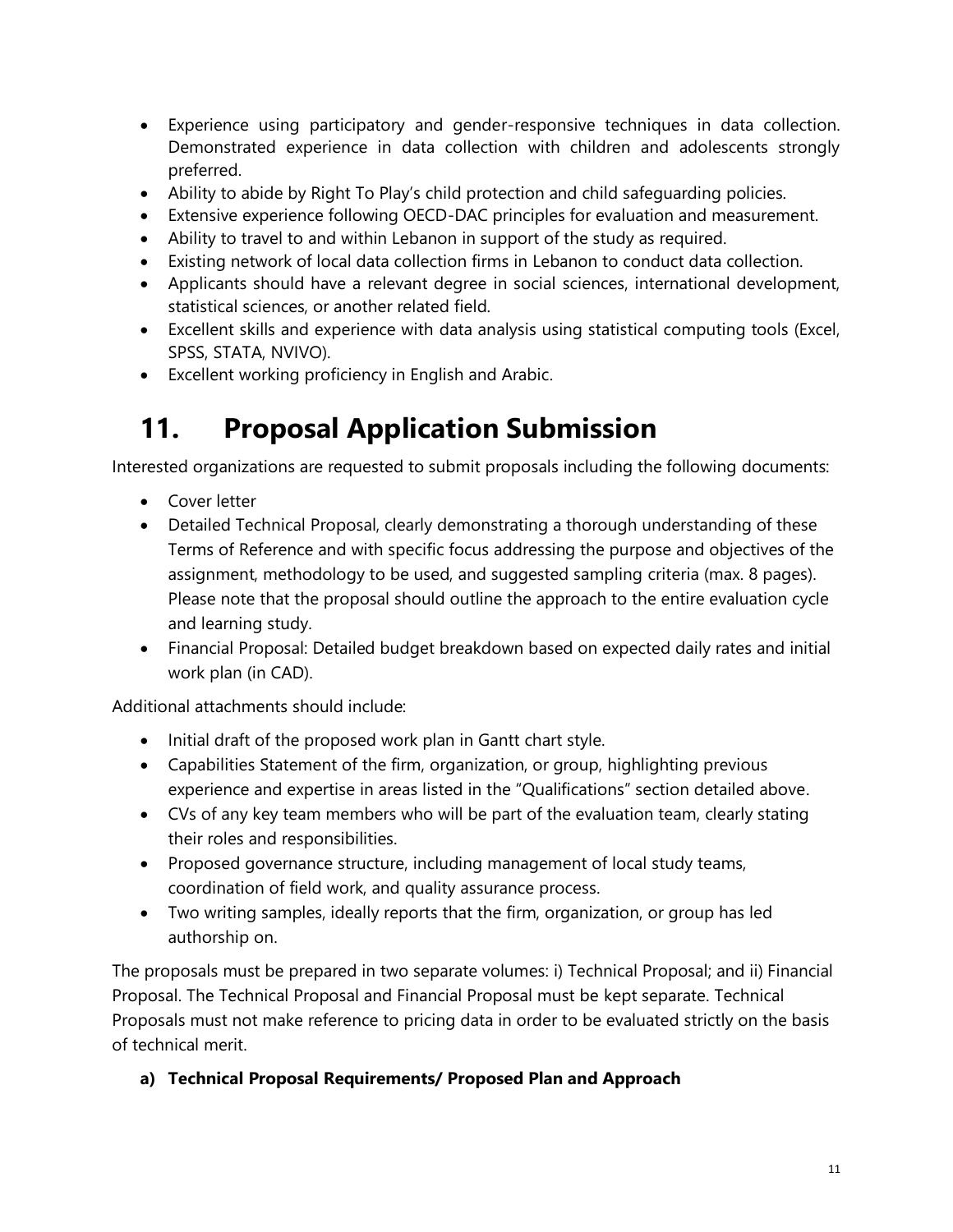- Experience using participatory and gender-responsive techniques in data collection. Demonstrated experience in data collection with children and adolescents strongly preferred.
- Ability to abide by Right To Play's child protection and child safeguarding policies.
- Extensive experience following OECD-DAC principles for evaluation and measurement.
- Ability to travel to and within Lebanon in support of the study as required.
- Existing network of local data collection firms in Lebanon to conduct data collection.
- Applicants should have a relevant degree in social sciences, international development, statistical sciences, or another related field.
- Excellent skills and experience with data analysis using statistical computing tools (Excel, SPSS, STATA, NVIVO).
- Excellent working proficiency in English and Arabic.

# 11. Proposal Application Submission

Interested organizations are requested to submit proposals including the following documents:

- Cover letter
- Detailed Technical Proposal, clearly demonstrating a thorough understanding of these Terms of Reference and with specific focus addressing the purpose and objectives of the assignment, methodology to be used, and suggested sampling criteria (max. 8 pages). Please note that the proposal should outline the approach to the entire evaluation cycle and learning study.
- Financial Proposal: Detailed budget breakdown based on expected daily rates and initial work plan (in CAD).

Additional attachments should include:

- Initial draft of the proposed work plan in Gantt chart style.
- Capabilities Statement of the firm, organization, or group, highlighting previous experience and expertise in areas listed in the "Qualifications" section detailed above.
- CVs of any key team members who will be part of the evaluation team, clearly stating their roles and responsibilities.
- Proposed governance structure, including management of local study teams, coordination of field work, and quality assurance process.
- Two writing samples, ideally reports that the firm, organization, or group has led authorship on.

The proposals must be prepared in two separate volumes: i) Technical Proposal; and ii) Financial Proposal. The Technical Proposal and Financial Proposal must be kept separate. Technical Proposals must not make reference to pricing data in order to be evaluated strictly on the basis of technical merit.

**a) Technical Proposal Requirements/ Proposed Plan and Approach**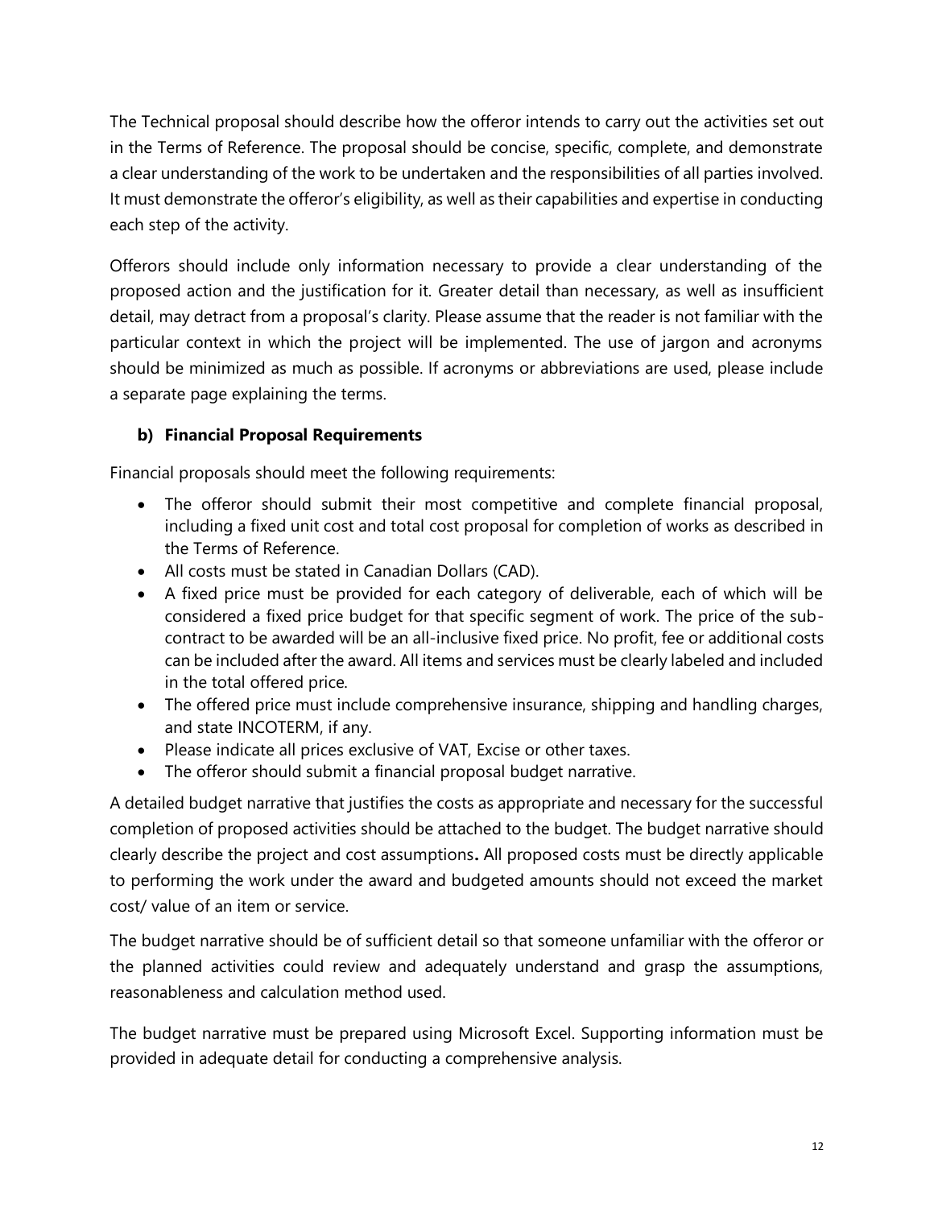The Technical proposal should describe how the offeror intends to carry out the activities set out in the Terms of Reference. The proposal should be concise, specific, complete, and demonstrate a clear understanding of the work to be undertaken and the responsibilities of all parties involved. It must demonstrate the offeror's eligibility, as well as their capabilities and expertise in conducting each step of the activity.

Offerors should include only information necessary to provide a clear understanding of the proposed action and the justification for it. Greater detail than necessary, as well as insufficient detail, may detract from a proposal's clarity. Please assume that the reader is not familiar with the particular context in which the project will be implemented. The use of jargon and acronyms should be minimized as much as possible. If acronyms or abbreviations are used, please include a separate page explaining the terms.

### b) Financial Proposal Requirements

Financial proposals should meet the following requirements:

- The offeror should submit their most competitive and complete financial proposal, including a fixed unit cost and total cost proposal for completion of works as described in the Terms of Reference.
- All costs must be stated in Canadian Dollars (CAD).
- A fixed price must be provided for each category of deliverable, each of which will be considered a fixed price budget for that specific segment of work. The price of the sub-contract to be awarded will be an all-inclusive fixed price. No profit, fee or additional costs can be included after the award. All items and services must be clearly labeled and included in the total offered price.
- The offered price must include comprehensive insurance, shipping and handling charges, and state INCOTERM, if any.
- Please indicate all prices exclusive of VAT, Excise or other taxes.
- The offeror should submit a financial proposal budget narrative.

A detailed budget narrative that justifies the costs as appropriate and necessary for the successful completion of proposed activities should be attached to the budget. The budget narrative should clearly describe the project and cost assumptions**.** All proposed costs must be directly applicable to performing the work under the award and budgeted amounts should not exceed the market cost/ value of an item or service.

The budget narrative should be of sufficient detail so that someone unfamiliar with the offeror or the planned activities could review and adequately understand and grasp the assumptions, reasonableness and calculation method used.

The budget narrative must be prepared using Microsoft Excel. Supporting information must be provided in adequate detail for conducting a comprehensive analysis.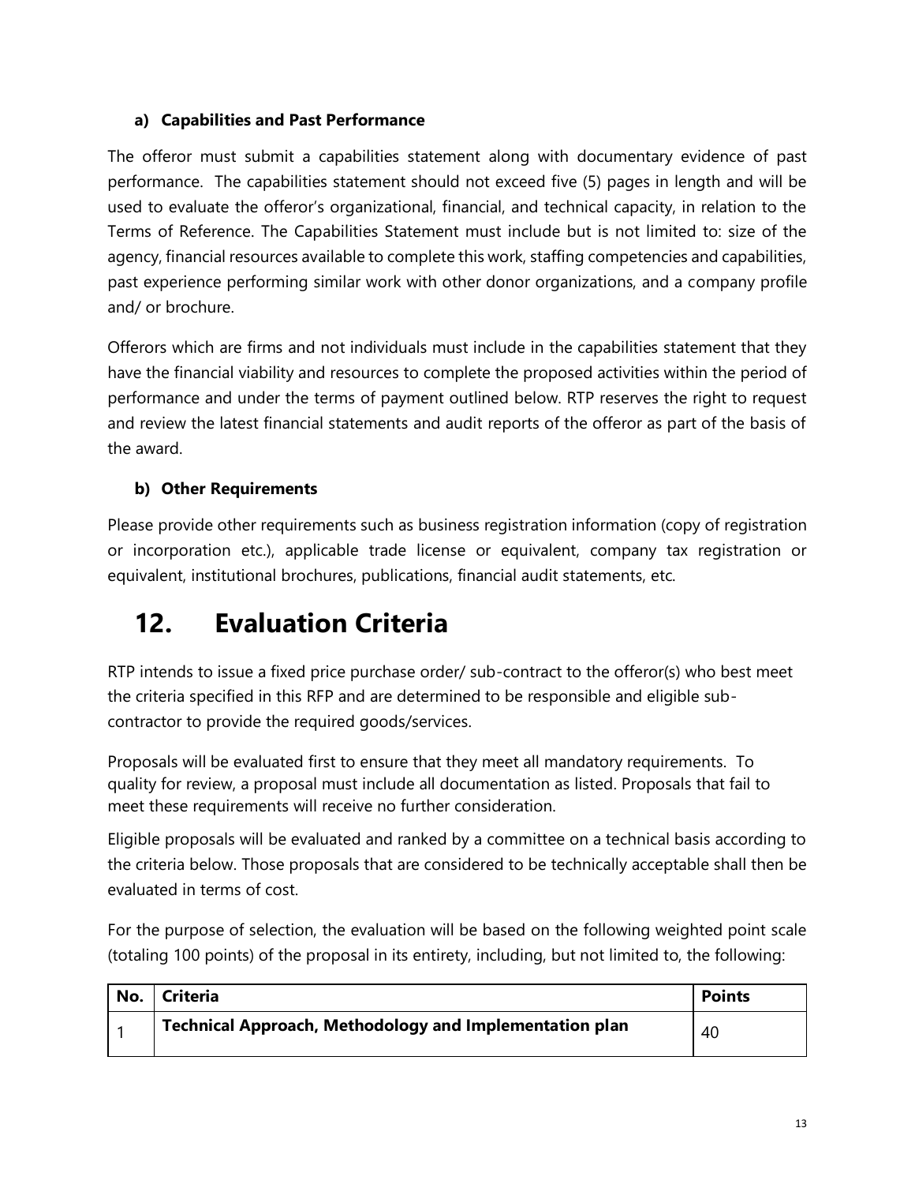### a) Capabilities and Past Performance

The offeror must submit a capabilities statement along with documentary evidence of past performance. The capabilities statement should not exceed five (5) pages in length and will be used to evaluate the offeror's organizational, financial, and technical capacity, in relation to the Terms of Reference. The Capabilities Statement must include but is not limited to: size of the agency, financial resources available to complete this work, staffing competencies and capabilities, past experience performing similar work with other donor organizations, and a company profile and/ or brochure.

Offerors which are firms and not individuals must include in the capabilities statement that they have the financial viability and resources to complete the proposed activities within the period of performance and under the terms of payment outlined below. RTP reserves the right to request and review the latest financial statements and audit reports of the offeror as part of the basis of the award.

### b) Other Requirements

Please provide other requirements such as business registration information (copy of registration or incorporation etc.), applicable trade license or equivalent, company tax registration or equivalent, institutional brochures, publications, financial audit statements, etc.

# 12. Evaluation Criteria

RTP intends to issue a fixed price purchase order/ sub-contract to the offeror(s) who best meet the criteria specified in this RFP and are determined to be responsible and eligible sub-contractor to provide the required goods/services.

Proposals will be evaluated first to ensure that they meet all mandatory requirements. To quality for review, a proposal must include all documentation as listed. Proposals that fail to meet these requirements will receive no further consideration.

Eligible proposals will be evaluated and ranked by a committee on a technical basis according to the criteria below. Those proposals that are considered to be technically acceptable shall then be evaluated in terms of cost.

For the purpose of selection, the evaluation will be based on the following weighted point scale (totaling 100 points) of the proposal in its entirety, including, but not limited to, the following:

| No. | Criteria | Points |
|---|---|---|
| 1 | **Technical Approach, Methodology and Implementation plan** | 40 |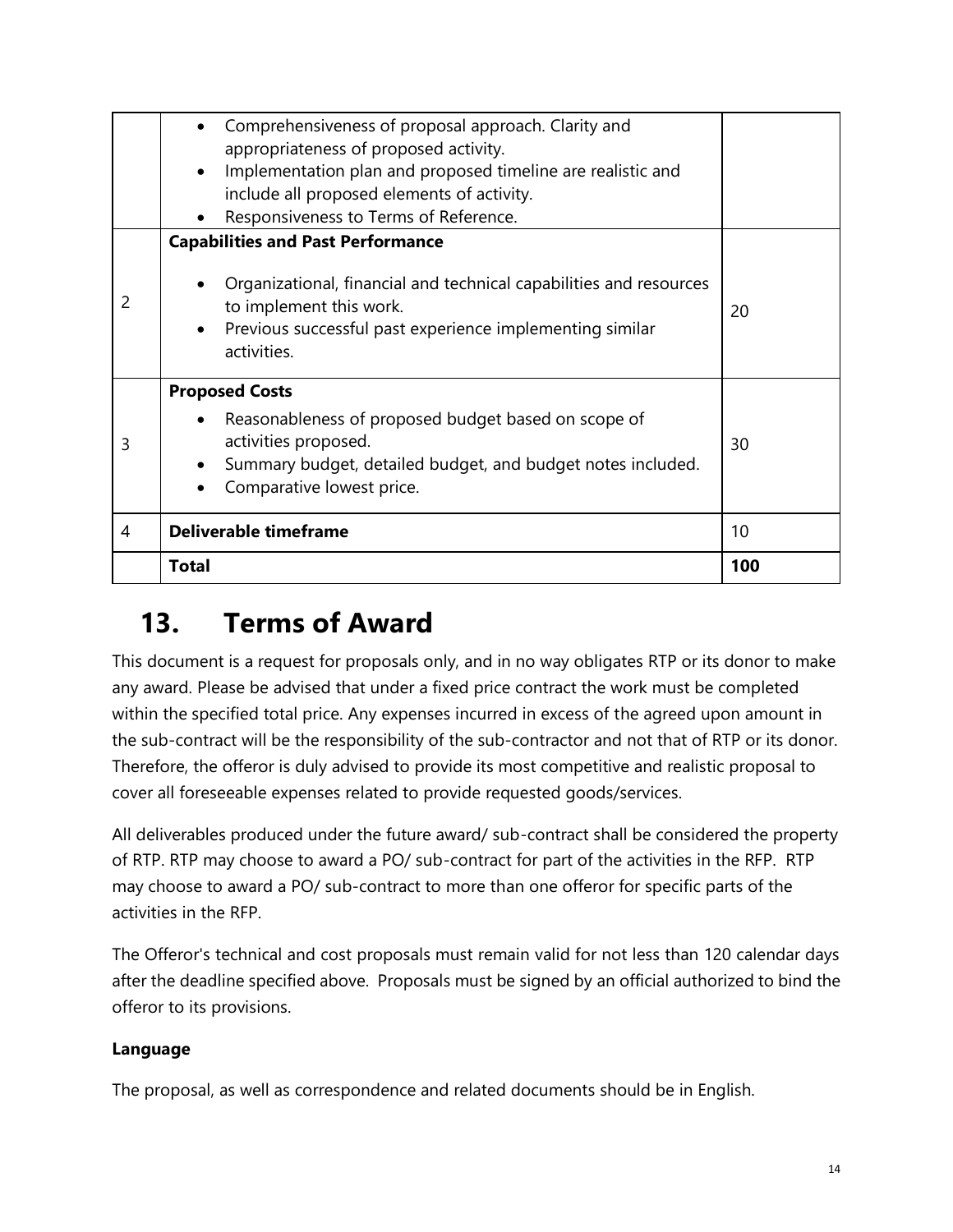| | | |
|---|---|---|
| | • Comprehensiveness of proposal approach. Clarity and appropriateness of proposed activity.<br>• Implementation plan and proposed timeline are realistic and include all proposed elements of activity.<br>• Responsiveness to Terms of Reference. | |
| 2 | **Capabilities and Past Performance**<br>• Organizational, financial and technical capabilities and resources to implement this work.<br>• Previous successful past experience implementing similar activities. | 20 |
| 3 | **Proposed Costs**<br>• Reasonableness of proposed budget based on scope of activities proposed.<br>• Summary budget, detailed budget, and budget notes included.<br>• Comparative lowest price. | 30 |
| 4 | **Deliverable timeframe** | 10 |
| | **Total** | **100** |

# 13. Terms of Award

This document is a request for proposals only, and in no way obligates RTP or its donor to make any award. Please be advised that under a fixed price contract the work must be completed within the specified total price. Any expenses incurred in excess of the agreed upon amount in the sub-contract will be the responsibility of the sub-contractor and not that of RTP or its donor. Therefore, the offeror is duly advised to provide its most competitive and realistic proposal to cover all foreseeable expenses related to provide requested goods/services.

All deliverables produced under the future award/ sub-contract shall be considered the property of RTP. RTP may choose to award a PO/ sub-contract for part of the activities in the RFP. RTP may choose to award a PO/ sub-contract to more than one offeror for specific parts of the activities in the RFP.

The Offeror's technical and cost proposals must remain valid for not less than 120 calendar days after the deadline specified above. Proposals must be signed by an official authorized to bind the offeror to its provisions.

**Language**

The proposal, as well as correspondence and related documents should be in English.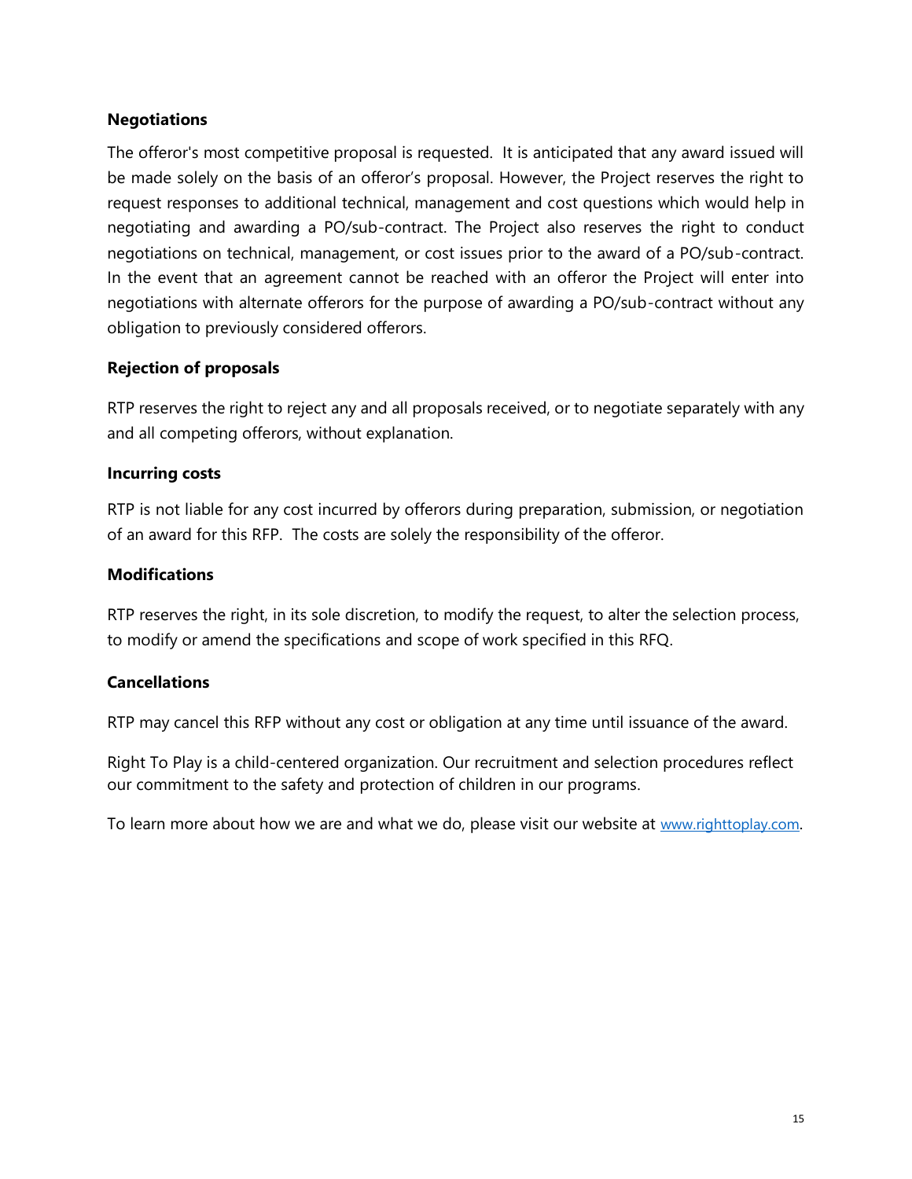**Negotiations**

The offeror's most competitive proposal is requested. It is anticipated that any award issued will be made solely on the basis of an offeror's proposal. However, the Project reserves the right to request responses to additional technical, management and cost questions which would help in negotiating and awarding a PO/sub-contract. The Project also reserves the right to conduct negotiations on technical, management, or cost issues prior to the award of a PO/sub-contract. In the event that an agreement cannot be reached with an offeror the Project will enter into negotiations with alternate offerors for the purpose of awarding a PO/sub-contract without any obligation to previously considered offerors.

**Rejection of proposals**

RTP reserves the right to reject any and all proposals received, or to negotiate separately with any and all competing offerors, without explanation.

**Incurring costs**

RTP is not liable for any cost incurred by offerors during preparation, submission, or negotiation of an award for this RFP. The costs are solely the responsibility of the offeror.

**Modifications**

RTP reserves the right, in its sole discretion, to modify the request, to alter the selection process, to modify or amend the specifications and scope of work specified in this RFQ.

**Cancellations**

RTP may cancel this RFP without any cost or obligation at any time until issuance of the award.

Right To Play is a child-centered organization. Our recruitment and selection procedures reflect our commitment to the safety and protection of children in our programs.

To learn more about how we are and what we do, please visit our website at www.righttoplay.com.